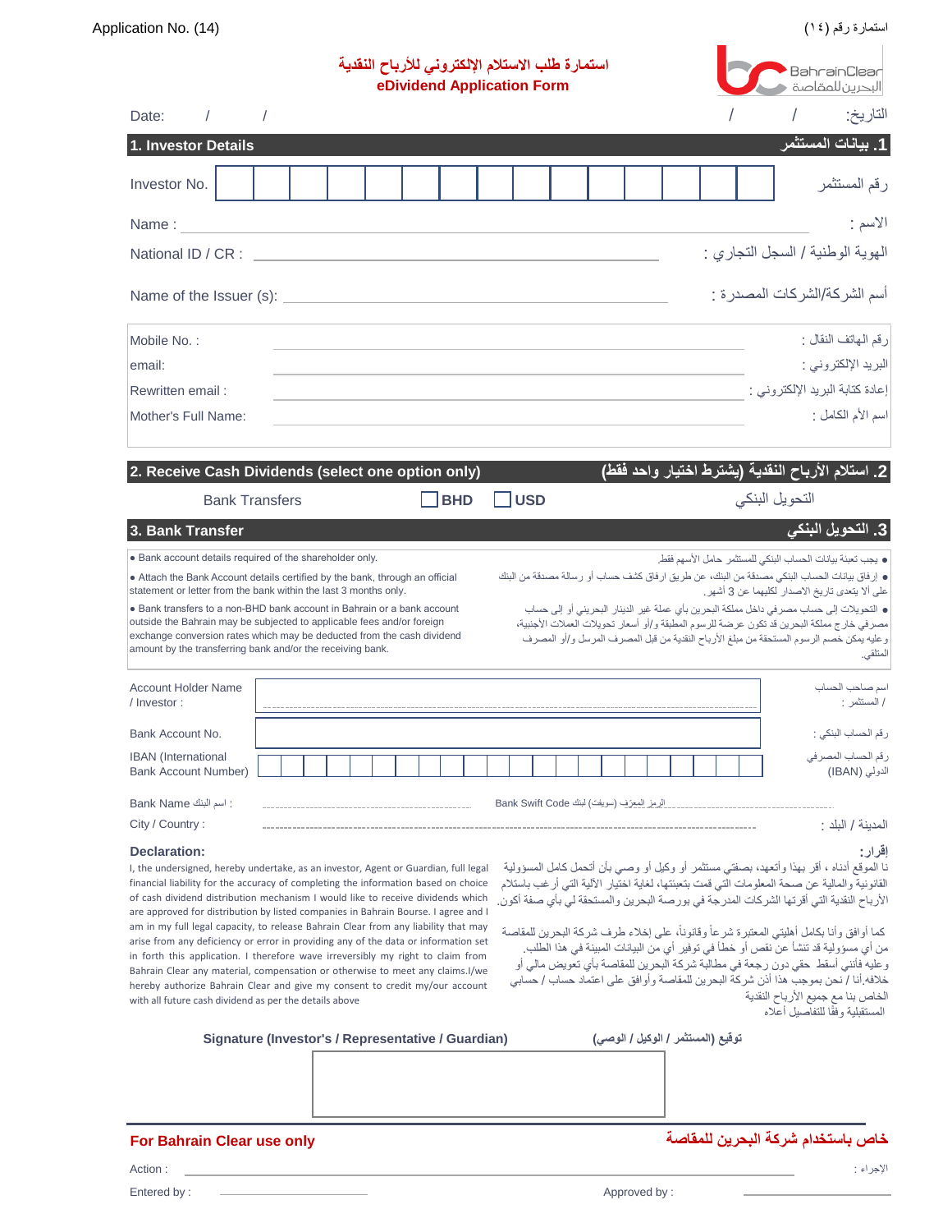Application No. (14) استمارة رقم (١٤)

BahrainClear البحرين للمقاصة

# استمارة طلب الاستلام الإلكتروني للأرباح النقدية
# eDividend Application Form

Date: / / التاريخ: / /

## 1. Investor Details .1 بيانات المستثمر

Investor No. رقم المستثمر

Name : الاسم :

National ID / CR : الهوية الوطنية / السجل التجاري :

Name of the Issuer (s): أسم الشركة/الشركات المصدرة :

Mobile No. : رقم الهاتف النقال :

email: البريد الإلكتروني :

Rewritten email : إعادة كتابة البريد الإلكتروني :

Mother's Full Name: اسم الأم الكامل :

## 2. Receive Cash Dividends (select one option only) .2 استلام الأرباح النقدية (يشترط اختيار واحد فقط)

Bank Transfers ☐ BHD ☐ USD التحويل البنكي

## 3. Bank Transfer .3 التحويل البنكي

- Bank account details required of the shareholder only.
- Attach the Bank Account details certified by the bank, through an official statement or letter from the bank within the last 3 months only.
- Bank transfers to a non-BHD bank account in Bahrain or a bank account outside the Bahrain may be subjected to applicable fees and/or foreign exchange conversion rates which may be deducted from the cash dividend amount by the transferring bank and/or the receiving bank.

- يجب تعبئة بيانات الحساب البنكي للمستثمر حامل الأسهم فقط.
- إرفاق بيانات الحساب البنكي مصدقة من البنك، عن طريق ارفاق كشف حساب أو رسالة مصدقة من البنك على ألا يتعدى تاريخ الاصدار لكليهما عن 3 أشهر.
- التحويلات إلى حساب مصرفي داخل مملكة البحرين بأي عملة غير الدينار البحريني أو إلى حساب مصرفي خارج مملكة البحرين قد تكون عرضة للرسوم المطبقة و/أو أسعار تحويلات العملات الأجنبية، وعليه يمكن خصم الرسوم المستحقة من مبلغ الأرباح النقدية من قبل المصرف المرسل و/أو المصرف المتلقي.

Account Holder Name / Investor : اسم صاحب الحساب / المستثمر :

Bank Account No. رقم الحساب البنكي :

IBAN (International Bank Account Number) رقم الحساب المصرفي الدولي (IBAN)

Bank Name اسم البنك : Bank Swift Code الرمز المعرّف (سويفت) لبنك

City / Country : المدينة / البلد :

**Declaration:**

I, the undersigned, hereby undertake, as an investor, Agent or Guardian, full legal financial liability for the accuracy of completing the information based on choice of cash dividend distribution mechanism I would like to receive dividends which are approved for distribution by listed companies in Bahrain Bourse. I agree and I am in my full legal capacity, to release Bahrain Clear from any liability that may arise from any deficiency or error in providing any of the data or information set in forth this application. I therefore wave irreversibly my right to claim from Bahrain Clear any material, compensation or otherwise to meet any claims.I/we hereby authorize Bahrain Clear and give my consent to credit my/our account with all future cash dividend as per the details above

**إقرار:**

نا الموقع أدناه ، أقر بهذا وأتعهد، بصفتي مستثمر أو وكيل أو وصي بأن أتحمل كامل المسؤولية القانونية والمالية عن صحة المعلومات التي قمت بتعبئتها، لغاية اختيار الآلية التي أرغب باستلام الأرباح النقدية التي أقرتها الشركات المدرجة في بورصة البحرين والمستحقة لي بأي صفة أكون.

كما أوافق وأنا بكامل أهليتي المعتبرة شرعاً وقانوناً، على إخلاء طرف شركة البحرين للمقاصة من أي مسؤولية قد تنشأ عن نقص أو خطأ في توفير أي من البيانات المبينة في هذا الطلب. وعليه فأنني أسقط حقي دون رجعة في مطالبة شركة البحرين للمقاصة بأي تعويض مالي أو خلافه.أنا / نحن بموجب هذا أذن شركة البحرين للمقاصة وأوافق على اعتماد حساب / حسابي الخاص بنا مع جميع الأرباح النقدية المستقبلية وفقًا للتفاصيل أعلاه

Signature (Investor's / Representative / Guardian) توقيع (المستثمر / الوكيل / الوصي)

**For Bahrain Clear use only** **خاص باستخدام شركة البحرين للمقاصة**

Action : الإجراء :

Entered by : Approved by :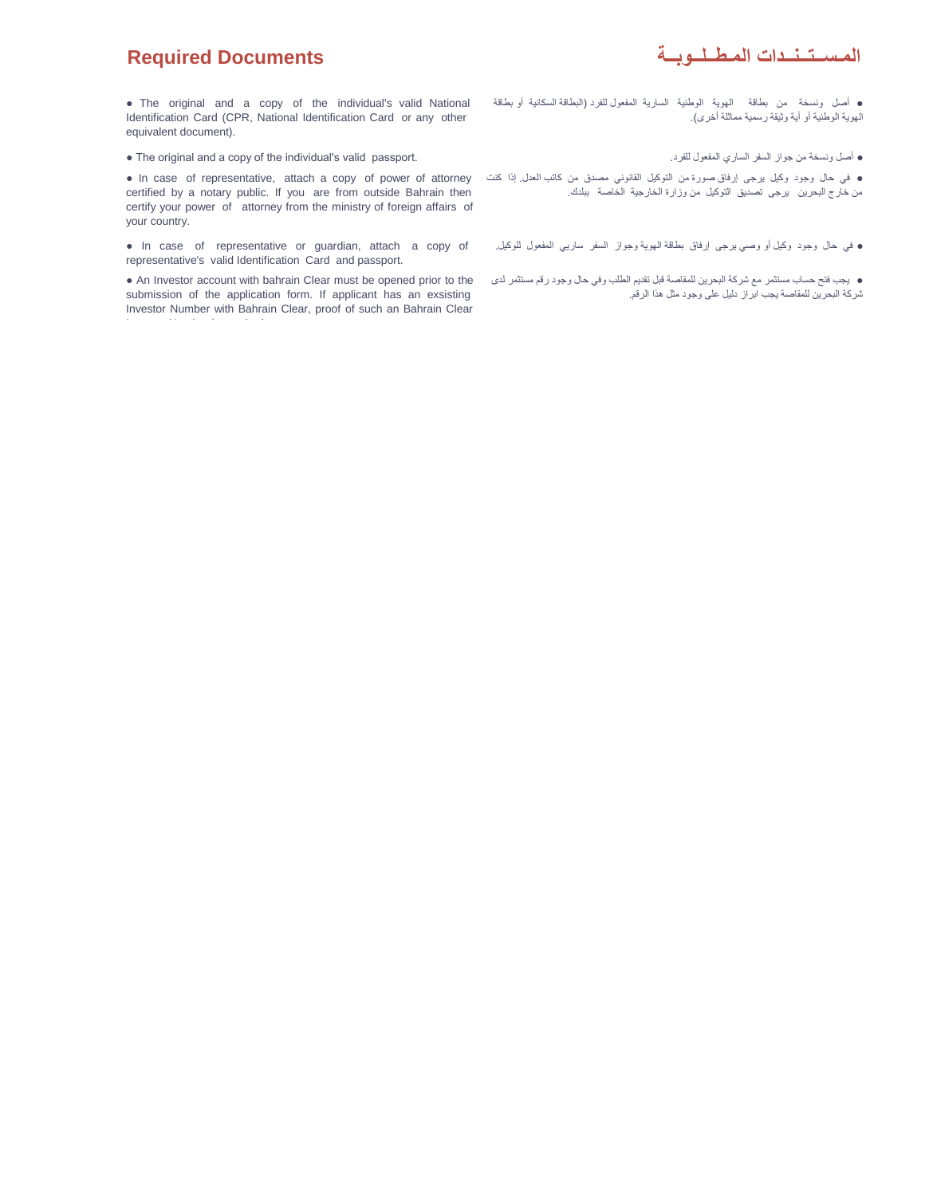## Required Documents

- The original and a copy of the individual's valid National Identification Card (CPR, National Identification Card or any other equivalent document).
- The original and a copy of the individual's valid passport.
- In case of representative, attach a copy of power of attorney certified by a notary public. If you are from outside Bahrain then certify your power of attorney from the ministry of foreign affairs of your country.
- In case of representative or guardian, attach a copy of representative's valid Identification Card and passport.
- An Investor account with bahrain Clear must be opened prior to the submission of the application form. If applicant has an exsisting Investor Number with Bahrain Clear, proof of such an Bahrain Clear

## المسـتـنـدات المـطـلـوبـة

- أصل ونسخة من بطاقة الهوية الوطنية السارية المفعول للفرد (البطاقة السكانية أو بطاقة الهوية الوطنية أو أية وثيقة رسمية مماثلة أخرى).
- أصل ونسخة من جواز السفر الساري المفعول للفرد.
- في حال وجود وكيل يرجى إرفاق صورة من التوكيل القانوني مصدق من كاتب العدل. إذا كنت من خارج البحرين يرجى تصديق التوكيل من وزارة الخارجية الخاصة ببلدك.
- في حال وجود وكيل أو وصي يرجى إرفاق بطاقة الهوية وجواز السفر ساريي المفعول للوكيل.
- يجب فتح حساب مستثمر مع شركة البحرين للمقاصة قبل تقديم الطلب وفي حال وجود رقم مستثمر لدى شركة البحرين للمقاصة يجب ابراز دليل على وجود مثل هذا الرقم.